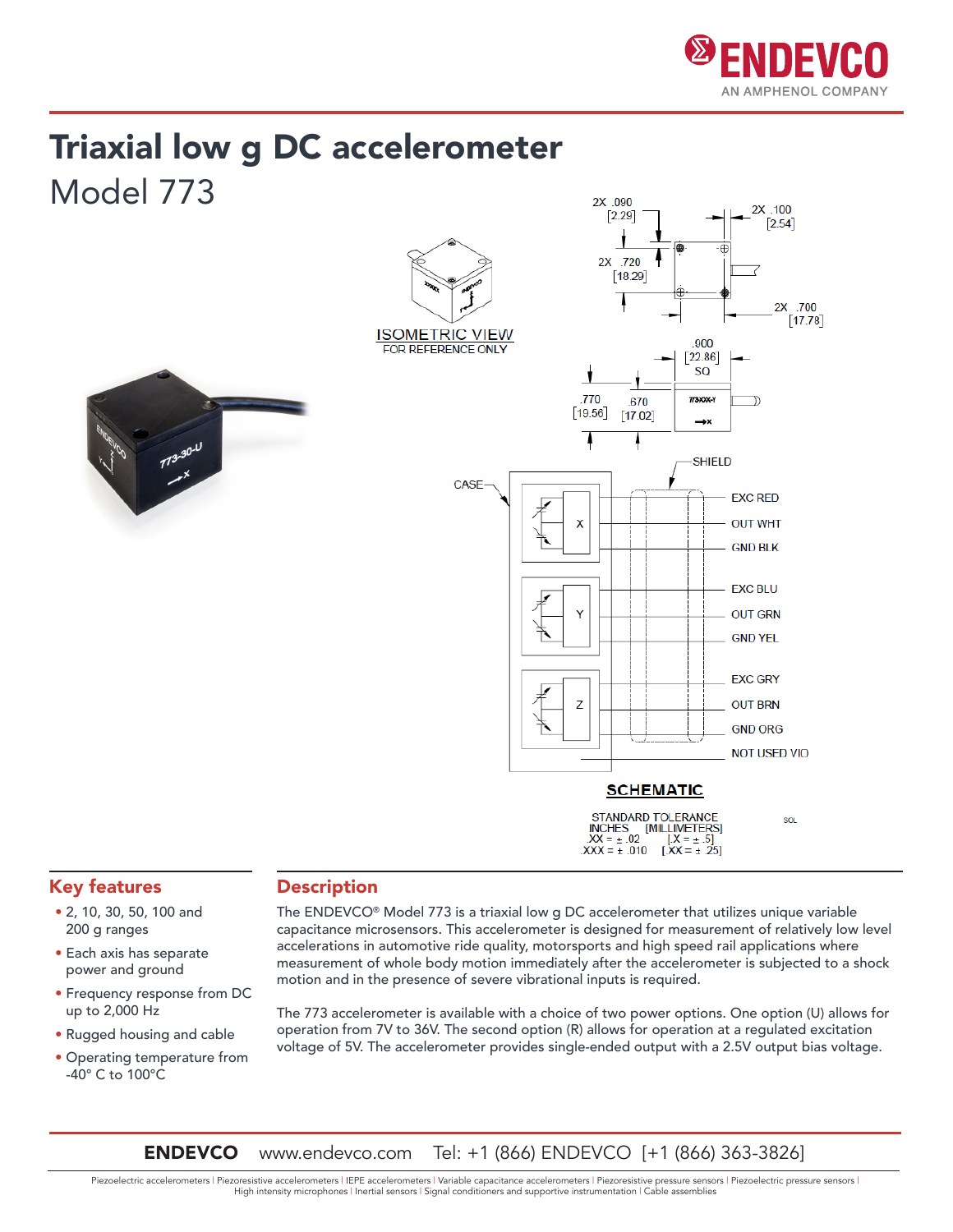# Triaxial low g DC accelerometer

## Model 773

ISOMETRIC VIEW
FOR REFERENCE ONLY

SCHEMATIC

STANDARD TOLERANCE
INCHES [MILLIMETERS]
.XX = ± .02 [.X = ± .5]
.XXX = ± .010 [.XX = ± .25]

## Key features

- 2, 10, 30, 50, 100 and 200 g ranges
- Each axis has separate power and ground
- Frequency response from DC up to 2,000 Hz
- Rugged housing and cable
- Operating temperature from -40° C to 100°C

## Description

The ENDEVCO® Model 773 is a triaxial low g DC accelerometer that utilizes unique variable capacitance microsensors. This accelerometer is designed for measurement of relatively low level accelerations in automotive ride quality, motorsports and high speed rail applications where measurement of whole body motion immediately after the accelerometer is subjected to a shock motion and in the presence of severe vibrational inputs is required.

The 773 accelerometer is available with a choice of two power options. One option (U) allows for operation from 7V to 36V. The second option (R) allows for operation at a regulated excitation voltage of 5V. The accelerometer provides single-ended output with a 2.5V output bias voltage.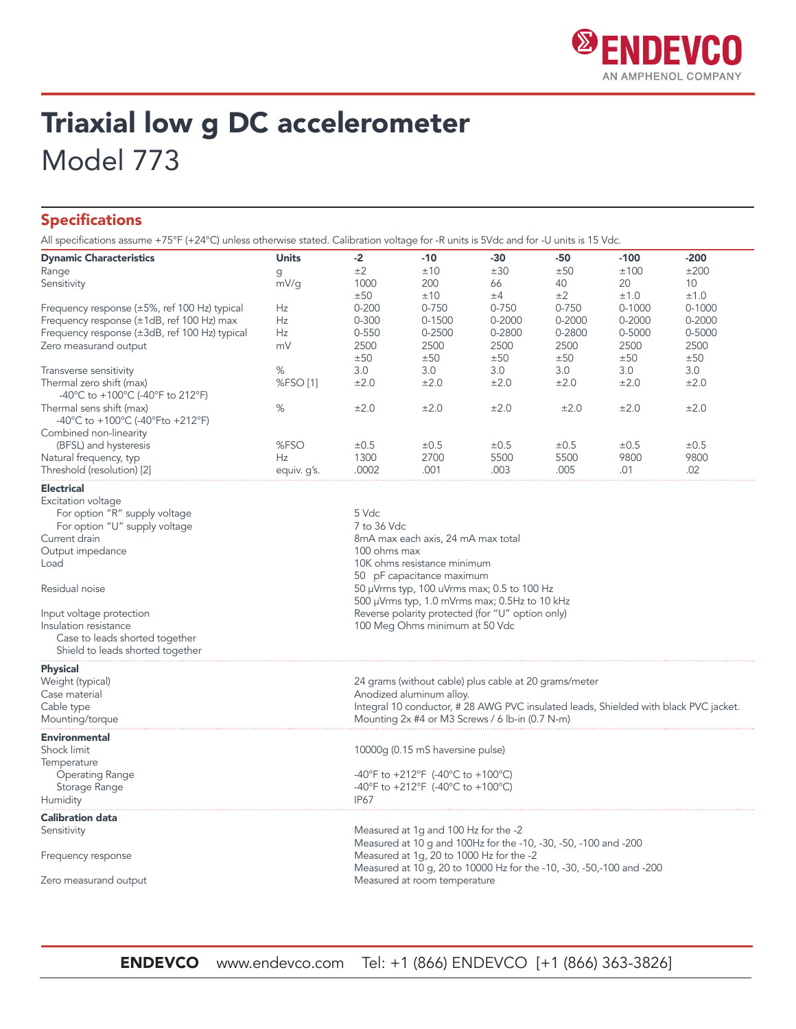# Triaxial low g DC accelerometer

## Model 773

### Specifications

All specifications assume +75°F (+24°C) unless otherwise stated. Calibration voltage for -R units is 5Vdc and for -U units is 15 Vdc.

| **Dynamic Characteristics** | **Units** | **-2** | **-10** | **-30** | **-50** | **-100** | **-200** |
|---|---|---|---|---|---|---|---|
| Range | g | ±2 | ±10 | ±30 | ±50 | ±100 | ±200 |
| Sensitivity | mV/g | 1000 ±50 | 200 ±10 | 66 ±4 | 40 ±2 | 20 ±1.0 | 10 ±1.0 |
| Frequency response (±5%, ref 100 Hz) typical | Hz | 0-200 | 0-750 | 0-750 | 0-750 | 0-1000 | 0-1000 |
| Frequency response (±1dB, ref 100 Hz) max | Hz | 0-300 | 0-1500 | 0-2000 | 0-2000 | 0-2000 | 0-2000 |
| Frequency response (±3dB, ref 100 Hz) typical | Hz | 0-550 | 0-2500 | 0-2800 | 0-2800 | 0-5000 | 0-5000 |
| Zero measurand output | mV | 2500 ±50 | 2500 ±50 | 2500 ±50 | 2500 ±50 | 2500 ±50 | 2500 ±50 |
| Transverse sensitivity | % | 3.0 | 3.0 | 3.0 | 3.0 | 3.0 | 3.0 |
| Thermal zero shift (max) -40°C to +100°C (-40°F to 212°F) | %FSO [1] | ±2.0 | ±2.0 | ±2.0 | ±2.0 | ±2.0 | ±2.0 |
| Thermal sens shift (max) -40°C to +100°C (-40°Fto +212°F) | % | ±2.0 | ±2.0 | ±2.0 | ±2.0 | ±2.0 | ±2.0 |
| Combined non-linearity (BFSL) and hysteresis | %FSO | ±0.5 | ±0.5 | ±0.5 | ±0.5 | ±0.5 | ±0.5 |
| Natural frequency, typ | Hz | 1300 | 2700 | 5500 | 5500 | 9800 | 9800 |
| Threshold (resolution) [2] | equiv. g's. | .0002 | .001 | .003 | .005 | .01 | .02 |

| **Electrical** | |
|---|---|
| Excitation voltage | |
| For option "R" supply voltage | 5 Vdc |
| For option "U" supply voltage | 7 to 36 Vdc |
| Current drain | 8mA max each axis, 24 mA max total |
| Output impedance | 100 ohms max |
| Load | 10K ohms resistance minimum<br>50 pF capacitance maximum |
| Residual noise | 50 µVrms typ, 100 uVrms max; 0.5 to 100 Hz<br>500 µVrms typ, 1.0 mVrms max; 0.5Hz to 10 kHz |
| Input voltage protection | Reverse polarity protected (for "U" option only) |
| Insulation resistance | 100 Meg Ohms minimum at 50 Vdc |
| Case to leads shorted together | |
| Shield to leads shorted together | |

| **Physical** | |
|---|---|
| Weight (typical) | 24 grams (without cable) plus cable at 20 grams/meter |
| Case material | Anodized aluminum alloy. |
| Cable type | Integral 10 conductor, # 28 AWG PVC insulated leads, Shielded with black PVC jacket. |
| Mounting/torque | Mounting 2x #4 or M3 Screws / 6 lb-in (0.7 N-m) |

| **Environmental** | |
|---|---|
| Shock limit | 10000g (0.15 mS haversine pulse) |
| Temperature | |
| Operating Range | -40°F to +212°F (-40°C to +100°C) |
| Storage Range | -40°F to +212°F (-40°C to +100°C) |
| Humidity | IP67 |

| **Calibration data** | |
|---|---|
| Sensitivity | Measured at 1g and 100 Hz for the -2<br>Measured at 10 g and 100Hz for the -10, -30, -50, -100 and -200 |
| Frequency response | Measured at 1g, 20 to 1000 Hz for the -2<br>Measured at 10 g, 20 to 10000 Hz for the -10, -30, -50,-100 and -200 |
| Zero measurand output | Measured at room temperature |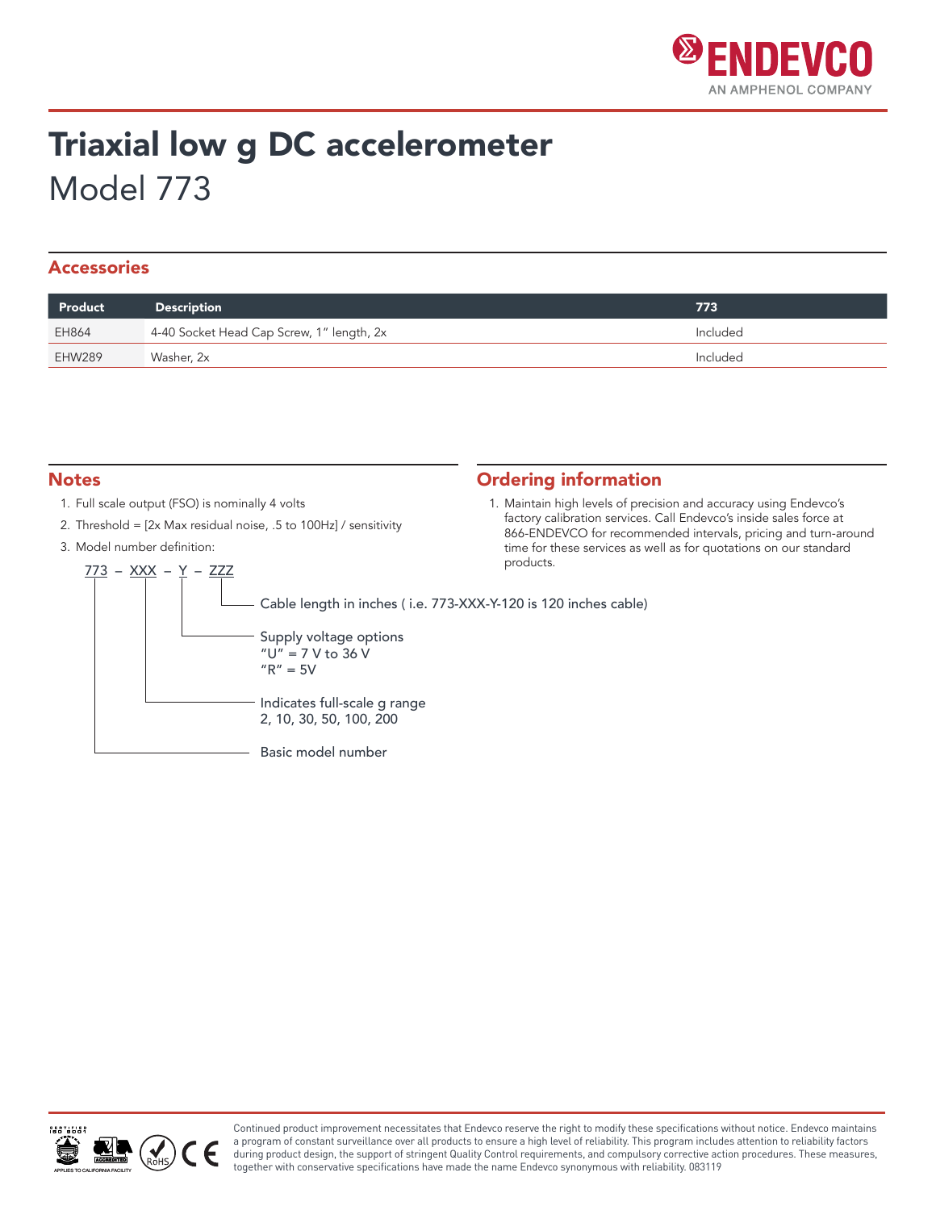# Triaxial low g DC accelerometer

## Model 773

### Accessories

| Product | Description | 773 |
| --- | --- | --- |
| EH864 | 4-40 Socket Head Cap Screw, 1" length, 2x | Included |
| EHW289 | Washer, 2x | Included |

### Notes

1. Full scale output (FSO) is nominally 4 volts
2. Threshold = [2x Max residual noise, .5 to 100Hz] / sensitivity
3. Model number definition:

773 – XXX – Y – ZZZ

- ZZZ: Cable length in inches ( i.e. 773-XXX-Y-120 is 120 inches cable)
- Y: Supply voltage options
  "U" = 7 V to 36 V
  "R" = 5V
- XXX: Indicates full-scale g range
  2, 10, 30, 50, 100, 200
- 773: Basic model number

### Ordering information

1. Maintain high levels of precision and accuracy using Endevco's factory calibration services. Call Endevco's inside sales force at 866-ENDEVCO for recommended intervals, pricing and turn-around time for these services as well as for quotations on our standard products.

Continued product improvement necessitates that Endevco reserve the right to modify these specifications without notice. Endevco maintains a program of constant surveillance over all products to ensure a high level of reliability. This program includes attention to reliability factors during product design, the support of stringent Quality Control requirements, and compulsory corrective action procedures. These measures, together with conservative specifications have made the name Endevco synonymous with reliability. 083119